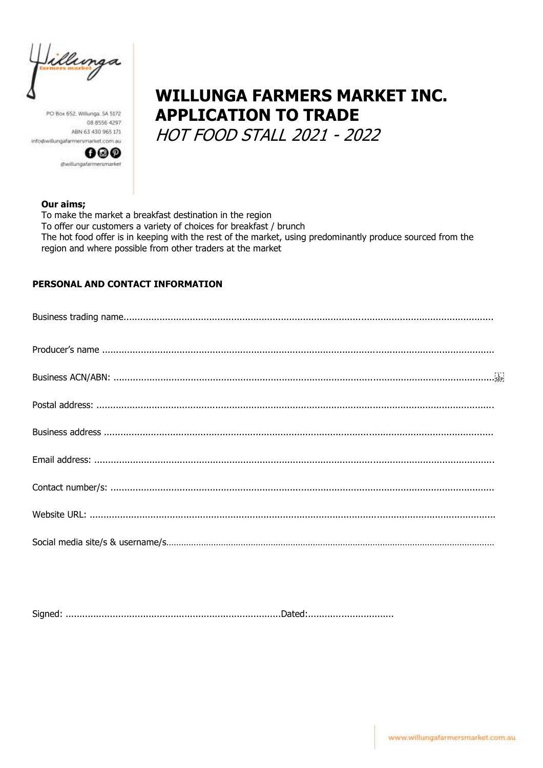PO Box 652, Willunga, SA 5172
08 8556 4297
ABN 63 430 965 171
info@willungafarmersmarket.com.au
@willungafarmersmarket

# WILLUNGA FARMERS MARKET INC.
# APPLICATION TO TRADE
*HOT FOOD STALL 2021 - 2022*

**Our aims;**
To make the market a breakfast destination in the region
To offer our customers a variety of choices for breakfast / brunch
The hot food offer is in keeping with the rest of the market, using predominantly produce sourced from the region and where possible from other traders at the market

**PERSONAL AND CONTACT INFORMATION**

Business trading name..................................................................................................................................

Producer's name ..........................................................................................................................................

Business ACN/ABN: ......................................................................................................................................

Postal address: ............................................................................................................................................

Business address .........................................................................................................................................

Email address: .............................................................................................................................................

Contact number/s: ........................................................................................................................................

Website URL: ...............................................................................................................................................

Social media site/s & username/s.................................................................................................................

Signed: .............................................................................Dated:...............................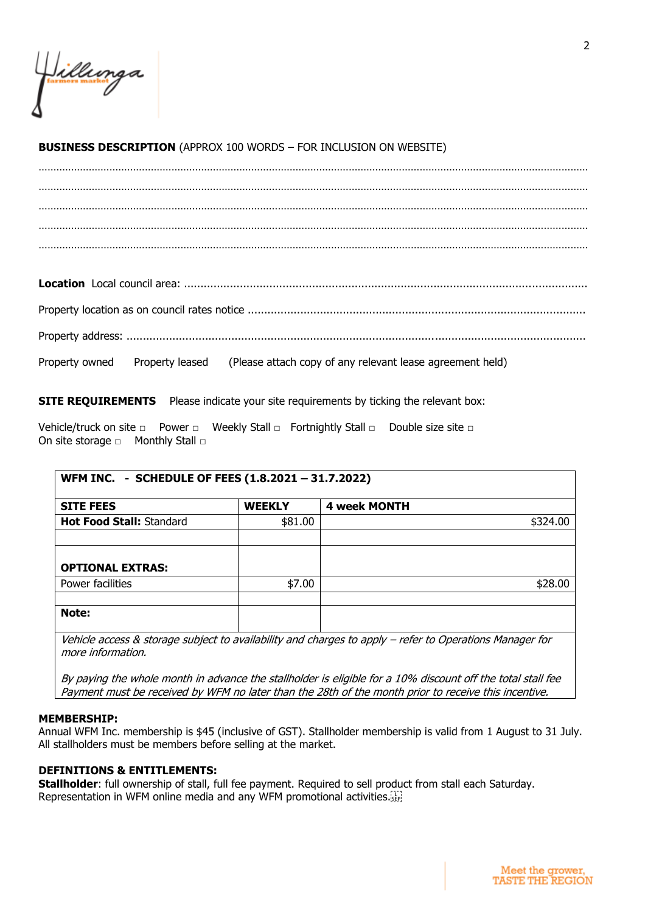**BUSINESS DESCRIPTION** (APPROX 100 WORDS – FOR INCLUSION ON WEBSITE)

……………………………………………………………………………………………………………………………………………

……………………………………………………………………………………………………………………………………………

……………………………………………………………………………………………………………………………………………

……………………………………………………………………………………………………………………………………………

……………………………………………………………………………………………………………………………………………

**Location** Local council area: ………………………………………………………………………………………………………

Property location as on council rates notice ……………………………………………………………………………………

Property address: ……………………………………………………………………………………………………………………

Property owned     Property leased     (Please attach copy of any relevant lease agreement held)

**SITE REQUIREMENTS** Please indicate your site requirements by ticking the relevant box:

Vehicle/truck on site ◻   Power ◻   Weekly Stall ◻   Fortnightly Stall ◻   Double size site ◻
On site storage ◻   Monthly Stall ◻

| WFM INC. - SCHEDULE OF FEES (1.8.2021 – 31.7.2022) | | |
|---|---|---|
| **SITE FEES** | **WEEKLY** | **4 week MONTH** |
| **Hot Food Stall:** Standard | $81.00 | $324.00 |
| | | |
| **OPTIONAL EXTRAS:** | | |
| Power facilities | $7.00 | $28.00 |
| | | |
| **Note:** | | |
| *Vehicle access & storage subject to availability and charges to apply – refer to Operations Manager for more information.* *By paying the whole month in advance the stallholder is eligible for a 10% discount off the total stall fee Payment must be received by WFM no later than the 28th of the month prior to receive this incentive.* | | |

**MEMBERSHIP:**
Annual WFM Inc. membership is $45 (inclusive of GST). Stallholder membership is valid from 1 August to 31 July. All stallholders must be members before selling at the market.

**DEFINITIONS & ENTITLEMENTS:**
**Stallholder**: full ownership of stall, full fee payment. Required to sell product from stall each Saturday. Representation in WFM online media and any WFM promotional activities.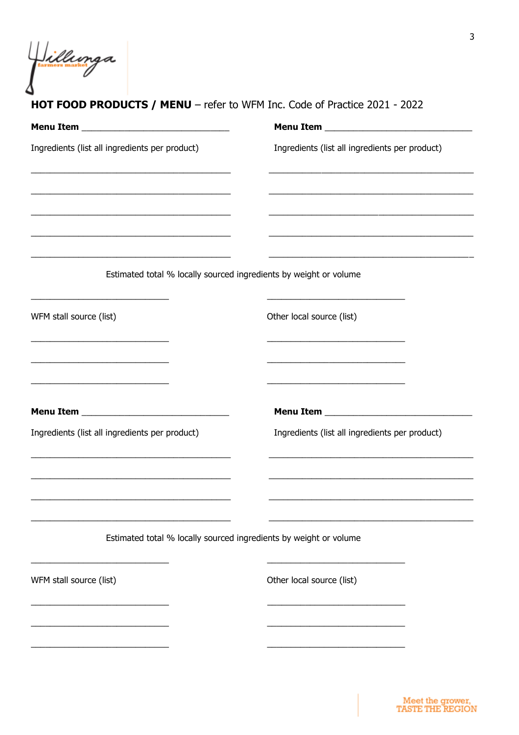**HOT FOOD PRODUCTS / MENU** – refer to WFM Inc. Code of Practice 2021 - 2022

**Menu Item** ______________________________

Ingredients (list all ingredients per product)

_________________________________________

_________________________________________

_________________________________________

_________________________________________

_________________________________________

**Menu Item** ______________________________

Ingredients (list all ingredients per product)

_________________________________________

_________________________________________

_________________________________________

_________________________________________

_________________________________________

Estimated total % locally sourced ingredients by weight or volume

____________________________ ____________________________

WFM stall source (list)

____________________________

____________________________

____________________________

Other local source (list)

____________________________

____________________________

____________________________

**Menu Item** ______________________________

Ingredients (list all ingredients per product)

_________________________________________

_________________________________________

_________________________________________

_________________________________________

**Menu Item** ______________________________

Ingredients (list all ingredients per product)

_________________________________________

_________________________________________

_________________________________________

_________________________________________

Estimated total % locally sourced ingredients by weight or volume

____________________________ ____________________________

WFM stall source (list)

____________________________

____________________________

____________________________

Other local source (list)

____________________________

____________________________

____________________________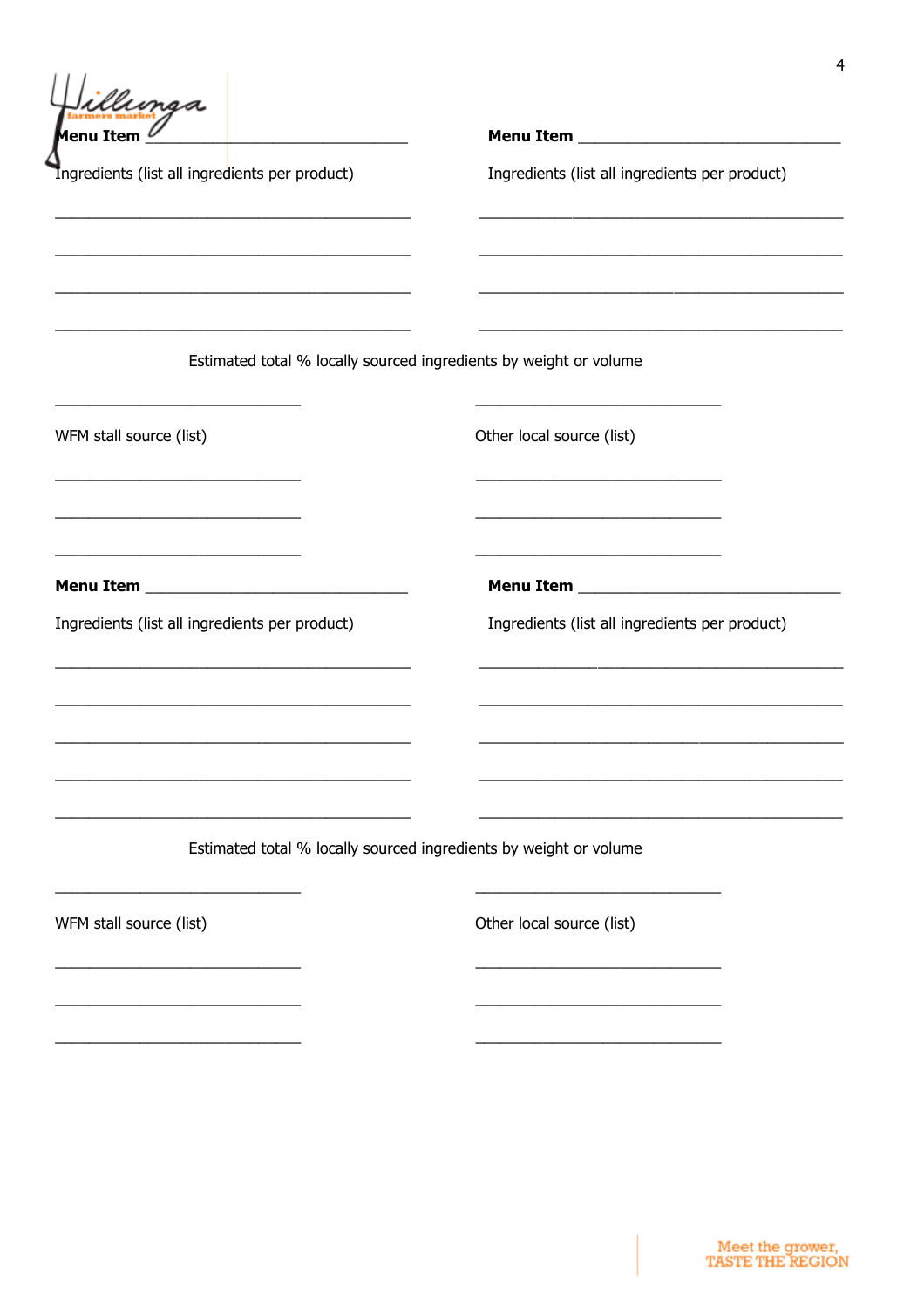**Menu Item** ______________________________

Ingredients (list all ingredients per product)

________________________________________

________________________________________

________________________________________

________________________________________

**Menu Item** ______________________________

Ingredients (list all ingredients per product)

________________________________________

________________________________________

________________________________________

________________________________________

Estimated total % locally sourced ingredients by weight or volume

____________________________ ____________________________

WFM stall source (list)

____________________________

____________________________

____________________________

Other local source (list)

____________________________

____________________________

____________________________

**Menu Item** ______________________________

Ingredients (list all ingredients per product)

________________________________________

________________________________________

________________________________________

________________________________________

________________________________________

**Menu Item** ______________________________

Ingredients (list all ingredients per product)

________________________________________

________________________________________

________________________________________

________________________________________

________________________________________

Estimated total % locally sourced ingredients by weight or volume

____________________________ ____________________________

WFM stall source (list)

____________________________

____________________________

____________________________

Other local source (list)

____________________________

____________________________

____________________________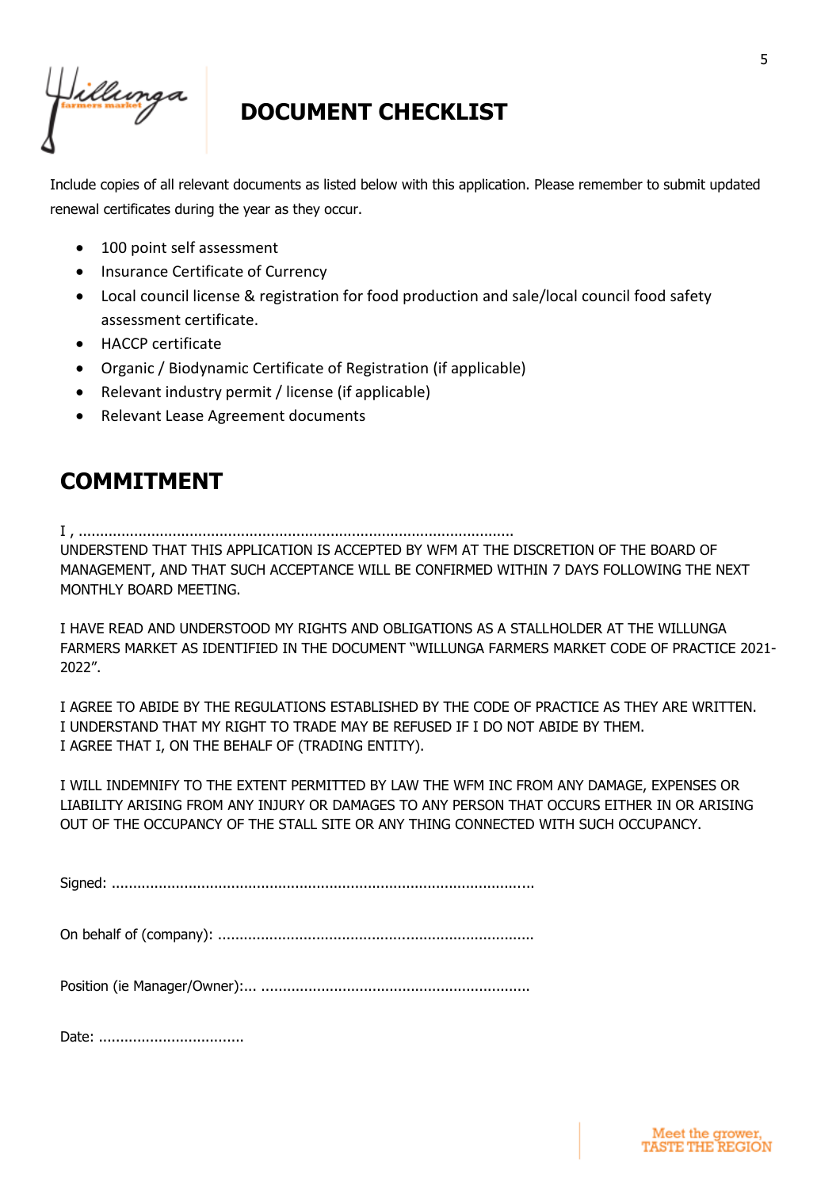# DOCUMENT CHECKLIST

Include copies of all relevant documents as listed below with this application. Please remember to submit updated renewal certificates during the year as they occur.

- 100 point self assessment
- Insurance Certificate of Currency
- Local council license & registration for food production and sale/local council food safety assessment certificate.
- HACCP certificate
- Organic / Biodynamic Certificate of Registration (if applicable)
- Relevant industry permit / license (if applicable)
- Relevant Lease Agreement documents

## COMMITMENT

I , ......................................................................................................

UNDERSTEND THAT THIS APPLICATION IS ACCEPTED BY WFM AT THE DISCRETION OF THE BOARD OF MANAGEMENT, AND THAT SUCH ACCEPTANCE WILL BE CONFIRMED WITHIN 7 DAYS FOLLOWING THE NEXT MONTHLY BOARD MEETING.

I HAVE READ AND UNDERSTOOD MY RIGHTS AND OBLIGATIONS AS A STALLHOLDER AT THE WILLUNGA FARMERS MARKET AS IDENTIFIED IN THE DOCUMENT "WILLUNGA FARMERS MARKET CODE OF PRACTICE 2021-2022".

I AGREE TO ABIDE BY THE REGULATIONS ESTABLISHED BY THE CODE OF PRACTICE AS THEY ARE WRITTEN.
I UNDERSTAND THAT MY RIGHT TO TRADE MAY BE REFUSED IF I DO NOT ABIDE BY THEM.
I AGREE THAT I, ON THE BEHALF OF (TRADING ENTITY).

I WILL INDEMNIFY TO THE EXTENT PERMITTED BY LAW THE WFM INC FROM ANY DAMAGE, EXPENSES OR LIABILITY ARISING FROM ANY INJURY OR DAMAGES TO ANY PERSON THAT OCCURS EITHER IN OR ARISING OUT OF THE OCCUPANCY OF THE STALL SITE OR ANY THING CONNECTED WITH SUCH OCCUPANCY.

Signed: ..................................................................................................

On behalf of (company): .........................................................................

Position (ie Manager/Owner):... ..............................................................

Date: ..................................